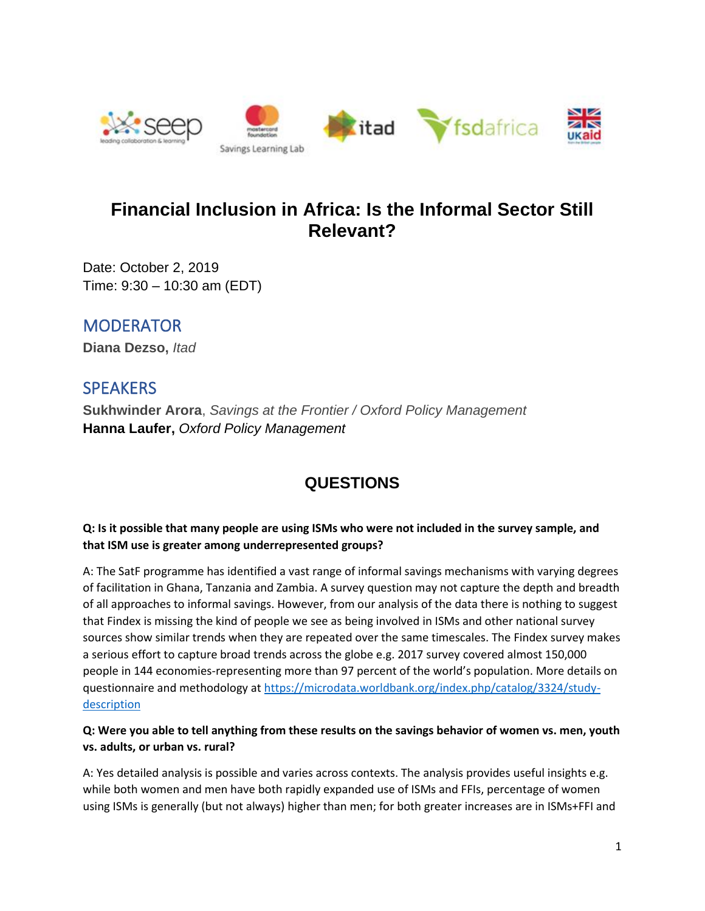# Financial Inclusion in Africa: Is the Informal Sector Still Relevant?

Date: October 2, 2019
Time: 9:30 – 10:30 am (EDT)

## MODERATOR

**Diana Dezso,** *Itad*

## SPEAKERS

**Sukhwinder Arora**, *Savings at the Frontier / Oxford Policy Management*
**Hanna Laufer,** *Oxford Policy Management*

## QUESTIONS

**Q: Is it possible that many people are using ISMs who were not included in the survey sample, and that ISM use is greater among underrepresented groups?**

A: The SatF programme has identified a vast range of informal savings mechanisms with varying degrees of facilitation in Ghana, Tanzania and Zambia. A survey question may not capture the depth and breadth of all approaches to informal savings. However, from our analysis of the data there is nothing to suggest that Findex is missing the kind of people we see as being involved in ISMs and other national survey sources show similar trends when they are repeated over the same timescales. The Findex survey makes a serious effort to capture broad trends across the globe e.g. 2017 survey covered almost 150,000 people in 144 economies-representing more than 97 percent of the world's population. More details on questionnaire and methodology at [https://microdata.worldbank.org/index.php/catalog/3324/study-description](https://microdata.worldbank.org/index.php/catalog/3324/study-description)

**Q: Were you able to tell anything from these results on the savings behavior of women vs. men, youth vs. adults, or urban vs. rural?**

A: Yes detailed analysis is possible and varies across contexts. The analysis provides useful insights e.g. while both women and men have both rapidly expanded use of ISMs and FFIs, percentage of women using ISMs is generally (but not always) higher than men; for both greater increases are in ISMs+FFI and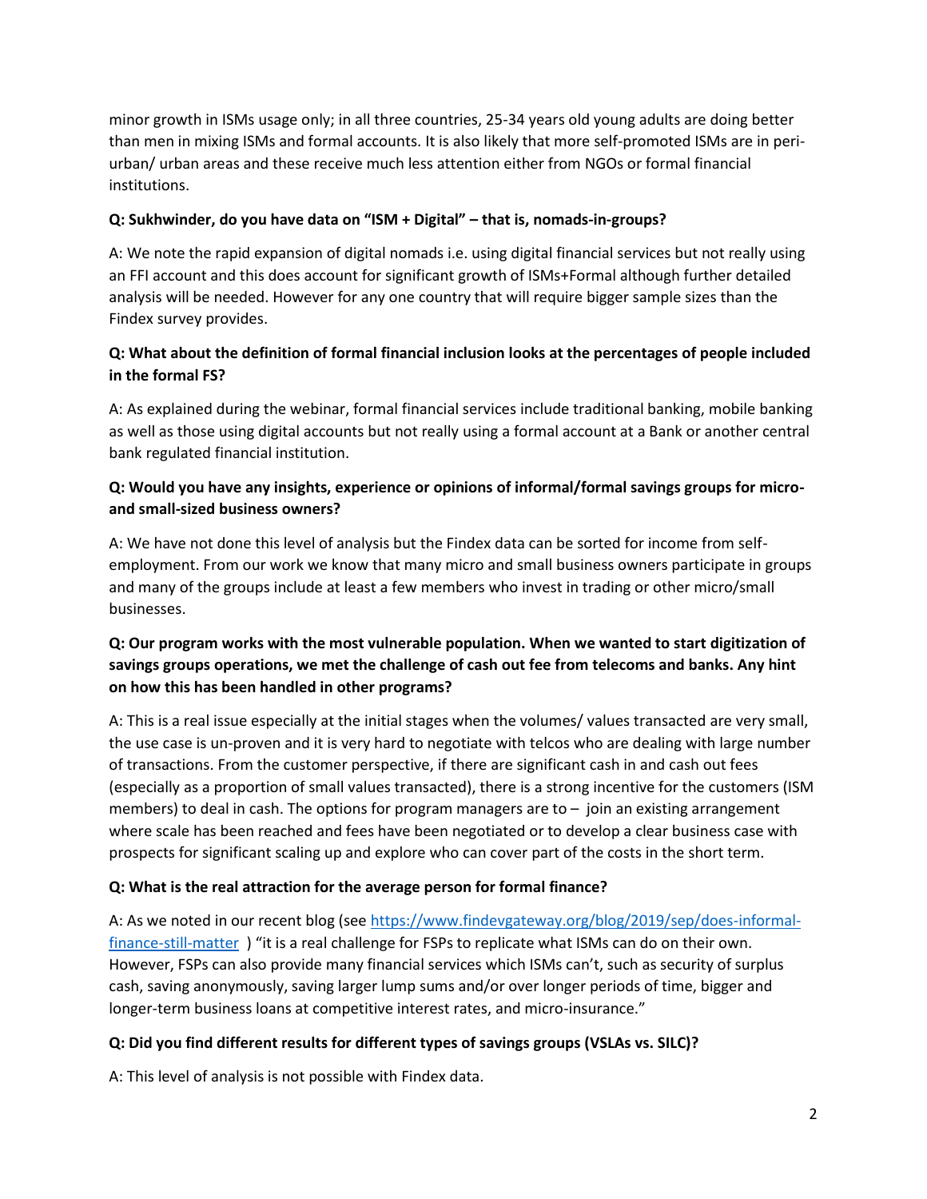minor growth in ISMs usage only; in all three countries, 25-34 years old young adults are doing better than men in mixing ISMs and formal accounts. It is also likely that more self-promoted ISMs are in peri-urban/ urban areas and these receive much less attention either from NGOs or formal financial institutions.

**Q: Sukhwinder, do you have data on "ISM + Digital" – that is, nomads-in-groups?**

A: We note the rapid expansion of digital nomads i.e. using digital financial services but not really using an FFI account and this does account for significant growth of ISMs+Formal although further detailed analysis will be needed. However for any one country that will require bigger sample sizes than the Findex survey provides.

**Q: What about the definition of formal financial inclusion looks at the percentages of people included in the formal FS?**

A: As explained during the webinar, formal financial services include traditional banking, mobile banking as well as those using digital accounts but not really using a formal account at a Bank or another central bank regulated financial institution.

**Q: Would you have any insights, experience or opinions of informal/formal savings groups for micro- and small-sized business owners?**

A: We have not done this level of analysis but the Findex data can be sorted for income from self-employment. From our work we know that many micro and small business owners participate in groups and many of the groups include at least a few members who invest in trading or other micro/small businesses.

**Q: Our program works with the most vulnerable population. When we wanted to start digitization of savings groups operations, we met the challenge of cash out fee from telecoms and banks. Any hint on how this has been handled in other programs?**

A: This is a real issue especially at the initial stages when the volumes/ values transacted are very small, the use case is un-proven and it is very hard to negotiate with telcos who are dealing with large number of transactions. From the customer perspective, if there are significant cash in and cash out fees (especially as a proportion of small values transacted), there is a strong incentive for the customers (ISM members) to deal in cash. The options for program managers are to – join an existing arrangement where scale has been reached and fees have been negotiated or to develop a clear business case with prospects for significant scaling up and explore who can cover part of the costs in the short term.

**Q: What is the real attraction for the average person for formal finance?**

A: As we noted in our recent blog (see [https://www.findevgateway.org/blog/2019/sep/does-informal-finance-still-matter](https://www.findevgateway.org/blog/2019/sep/does-informal-finance-still-matter) ) "it is a real challenge for FSPs to replicate what ISMs can do on their own. However, FSPs can also provide many financial services which ISMs can't, such as security of surplus cash, saving anonymously, saving larger lump sums and/or over longer periods of time, bigger and longer-term business loans at competitive interest rates, and micro-insurance."

**Q: Did you find different results for different types of savings groups (VSLAs vs. SILC)?**

A: This level of analysis is not possible with Findex data.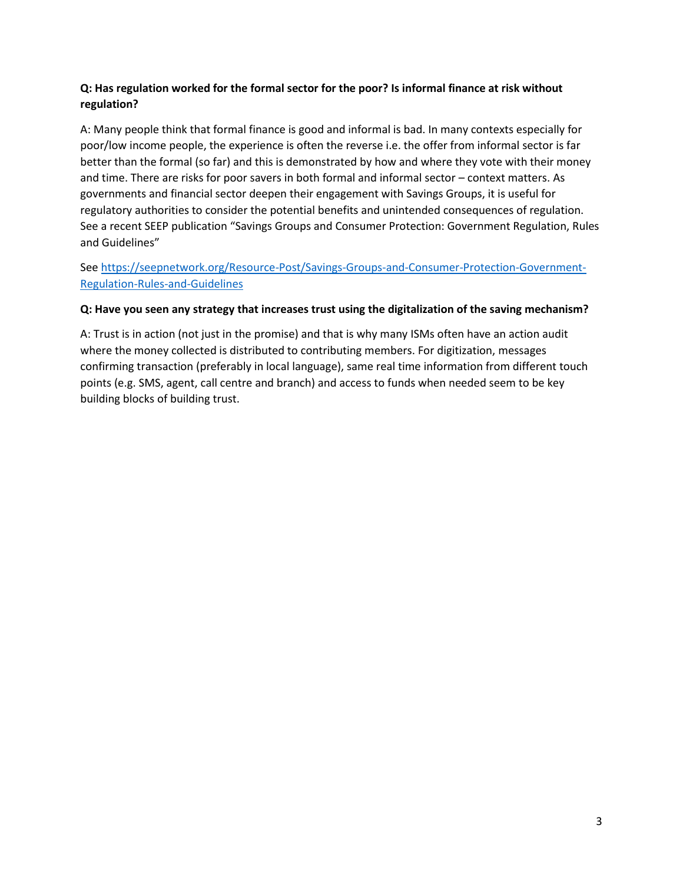**Q: Has regulation worked for the formal sector for the poor? Is informal finance at risk without regulation?**

A: Many people think that formal finance is good and informal is bad. In many contexts especially for poor/low income people, the experience is often the reverse i.e. the offer from informal sector is far better than the formal (so far) and this is demonstrated by how and where they vote with their money and time. There are risks for poor savers in both formal and informal sector – context matters. As governments and financial sector deepen their engagement with Savings Groups, it is useful for regulatory authorities to consider the potential benefits and unintended consequences of regulation. See a recent SEEP publication "Savings Groups and Consumer Protection: Government Regulation, Rules and Guidelines"

See [https://seepnetwork.org/Resource-Post/Savings-Groups-and-Consumer-Protection-Government-Regulation-Rules-and-Guidelines](https://seepnetwork.org/Resource-Post/Savings-Groups-and-Consumer-Protection-Government-Regulation-Rules-and-Guidelines)

**Q: Have you seen any strategy that increases trust using the digitalization of the saving mechanism?**

A: Trust is in action (not just in the promise) and that is why many ISMs often have an action audit where the money collected is distributed to contributing members. For digitization, messages confirming transaction (preferably in local language), same real time information from different touch points (e.g. SMS, agent, call centre and branch) and access to funds when needed seem to be key building blocks of building trust.